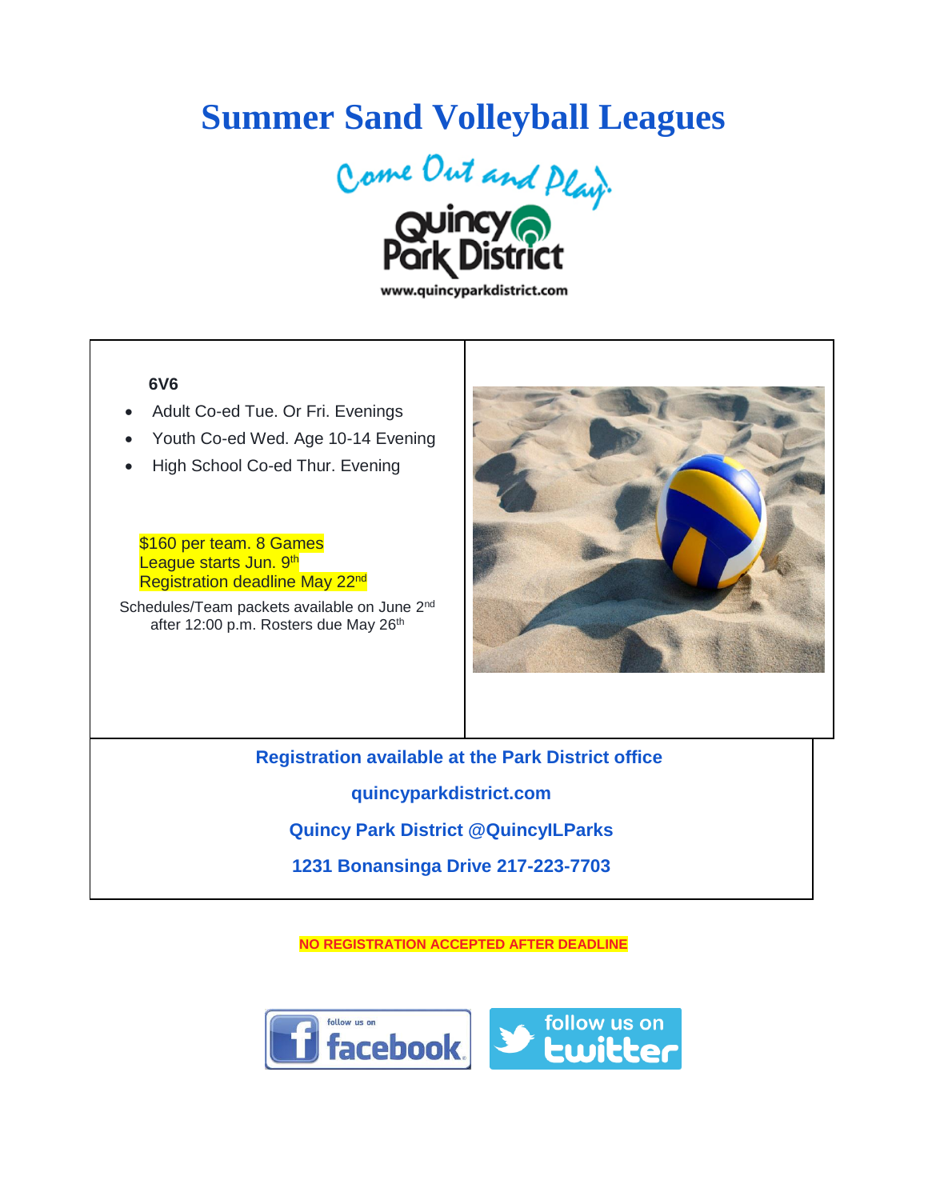# Summer Sand Volleyball Leagues

Come Out and Play!

Quincy Park District

www.quincyparkdistrict.com

**6V6**

- Adult Co-ed Tue. Or Fri. Evenings
- Youth Co-ed Wed. Age 10-14 Evening
- High School Co-ed Thur. Evening

$160 per team. 8 Games
League starts Jun. 9th
Registration deadline May 22nd

Schedules/Team packets available on June 2nd after 12:00 p.m. Rosters due May 26th

**Registration available at the Park District office**

**quincyparkdistrict.com**

**Quincy Park District @QuincyILParks**

**1231 Bonansinga Drive 217-223-7703**

**NO REGISTRATION ACCEPTED AFTER DEADLINE**

follow us on facebook

follow us on twitter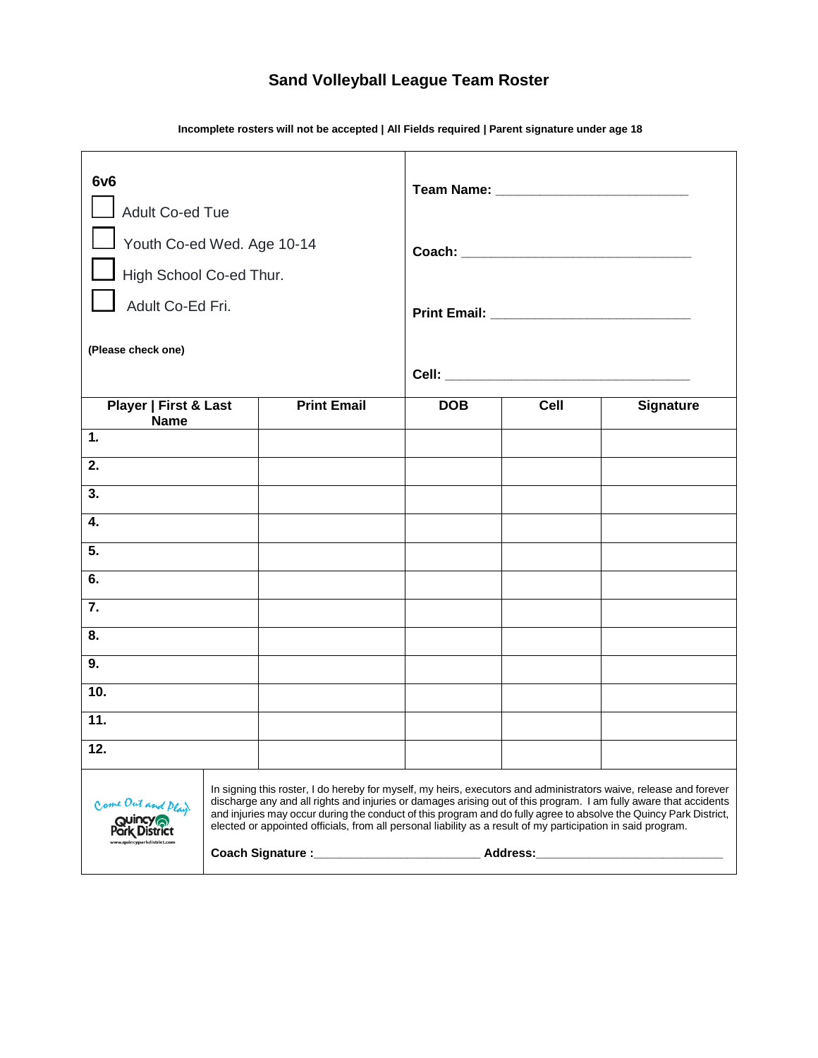# Sand Volleyball League Team Roster

**Incomplete rosters will not be accepted | All Fields required | Parent signature under age 18**

**6v6**

- ☐ Adult Co-ed Tue
- ☐ Youth Co-ed Wed. Age 10-14
- ☐ High School Co-ed Thur.
- ☐ Adult Co-Ed Fri.

**(Please check one)**

**Team Name:** ___________________________

**Coach:** ________________________________

**Print Email:** ____________________________

**Cell:** __________________________________

| Player \| First & Last Name | Print Email | DOB | Cell | Signature |
|---|---|---|---|---|
| 1. | | | | |
| 2. | | | | |
| 3. | | | | |
| 4. | | | | |
| 5. | | | | |
| 6. | | | | |
| 7. | | | | |
| 8. | | | | |
| 9. | | | | |
| 10. | | | | |
| 11. | | | | |
| 12. | | | | |

Come Out and Play! Quincy Park District www.quincyparkdistrict.com

In signing this roster, I do hereby for myself, my heirs, executors and administrators waive, release and forever discharge any and all rights and injuries or damages arising out of this program. I am fully aware that accidents and injuries may occur during the conduct of this program and do fully agree to absolve the Quincy Park District, elected or appointed officials, from all personal liability as a result of my participation in said program.

**Coach Signature :**_________________________ **Address:**_____________________________